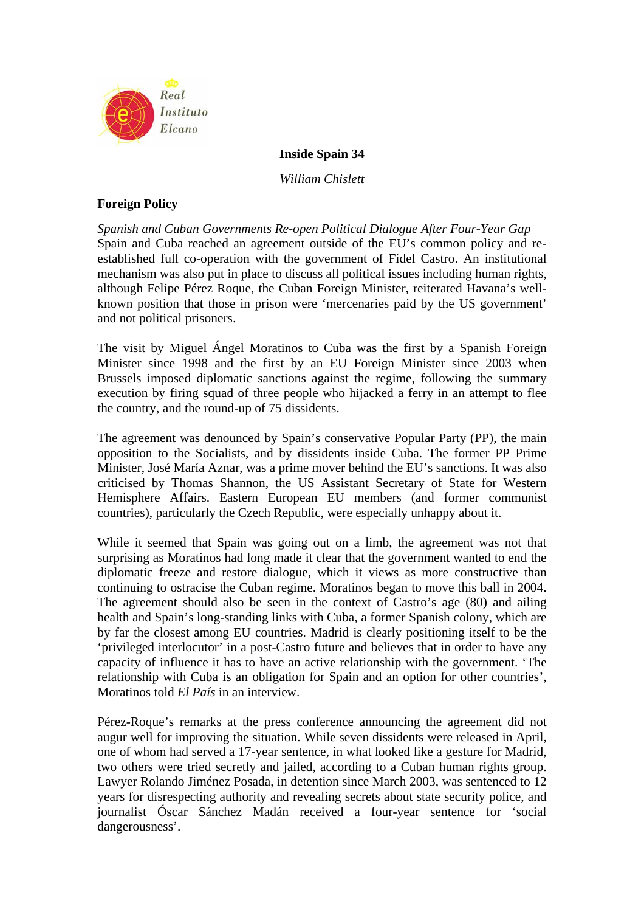# Inside Spain 34

*William Chislett*

## Foreign Policy

*Spanish and Cuban Governments Re-open Political Dialogue After Four-Year Gap*

Spain and Cuba reached an agreement outside of the EU's common policy and re-established full co-operation with the government of Fidel Castro. An institutional mechanism was also put in place to discuss all political issues including human rights, although Felipe Pérez Roque, the Cuban Foreign Minister, reiterated Havana's well-known position that those in prison were 'mercenaries paid by the US government' and not political prisoners.

The visit by Miguel Ángel Moratinos to Cuba was the first by a Spanish Foreign Minister since 1998 and the first by an EU Foreign Minister since 2003 when Brussels imposed diplomatic sanctions against the regime, following the summary execution by firing squad of three people who hijacked a ferry in an attempt to flee the country, and the round-up of 75 dissidents.

The agreement was denounced by Spain's conservative Popular Party (PP), the main opposition to the Socialists, and by dissidents inside Cuba. The former PP Prime Minister, José María Aznar, was a prime mover behind the EU's sanctions. It was also criticised by Thomas Shannon, the US Assistant Secretary of State for Western Hemisphere Affairs. Eastern European EU members (and former communist countries), particularly the Czech Republic, were especially unhappy about it.

While it seemed that Spain was going out on a limb, the agreement was not that surprising as Moratinos had long made it clear that the government wanted to end the diplomatic freeze and restore dialogue, which it views as more constructive than continuing to ostracise the Cuban regime. Moratinos began to move this ball in 2004. The agreement should also be seen in the context of Castro's age (80) and ailing health and Spain's long-standing links with Cuba, a former Spanish colony, which are by far the closest among EU countries. Madrid is clearly positioning itself to be the 'privileged interlocutor' in a post-Castro future and believes that in order to have any capacity of influence it has to have an active relationship with the government. 'The relationship with Cuba is an obligation for Spain and an option for other countries', Moratinos told *El País* in an interview.

Pérez-Roque's remarks at the press conference announcing the agreement did not augur well for improving the situation. While seven dissidents were released in April, one of whom had served a 17-year sentence, in what looked like a gesture for Madrid, two others were tried secretly and jailed, according to a Cuban human rights group. Lawyer Rolando Jiménez Posada, in detention since March 2003, was sentenced to 12 years for disrespecting authority and revealing secrets about state security police, and journalist Óscar Sánchez Madán received a four-year sentence for 'social dangerousness'.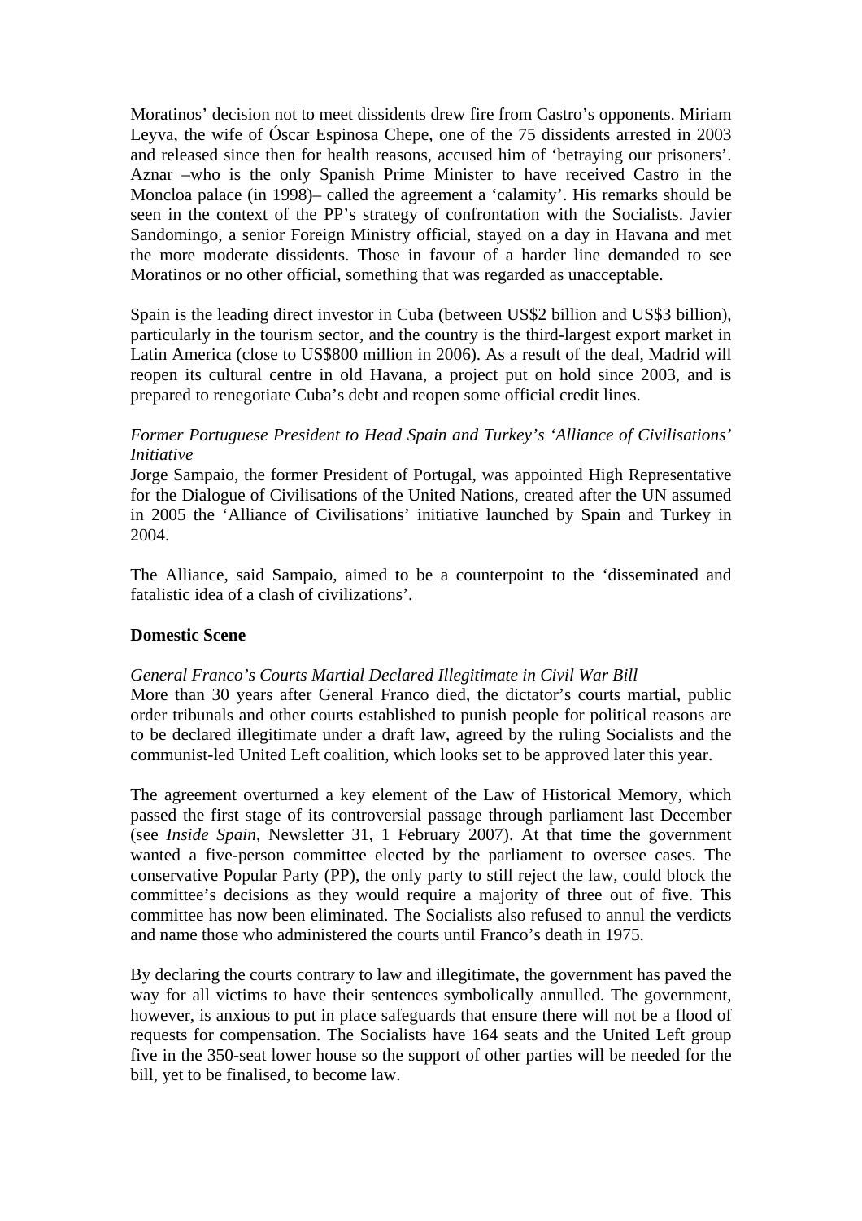Moratinos' decision not to meet dissidents drew fire from Castro's opponents. Miriam Leyva, the wife of Óscar Espinosa Chepe, one of the 75 dissidents arrested in 2003 and released since then for health reasons, accused him of 'betraying our prisoners'. Aznar –who is the only Spanish Prime Minister to have received Castro in the Moncloa palace (in 1998)– called the agreement a 'calamity'. His remarks should be seen in the context of the PP's strategy of confrontation with the Socialists. Javier Sandomingo, a senior Foreign Ministry official, stayed on a day in Havana and met the more moderate dissidents. Those in favour of a harder line demanded to see Moratinos or no other official, something that was regarded as unacceptable.

Spain is the leading direct investor in Cuba (between US$2 billion and US$3 billion), particularly in the tourism sector, and the country is the third-largest export market in Latin America (close to US$800 million in 2006). As a result of the deal, Madrid will reopen its cultural centre in old Havana, a project put on hold since 2003, and is prepared to renegotiate Cuba's debt and reopen some official credit lines.

*Former Portuguese President to Head Spain and Turkey's 'Alliance of Civilisations' Initiative*

Jorge Sampaio, the former President of Portugal, was appointed High Representative for the Dialogue of Civilisations of the United Nations, created after the UN assumed in 2005 the 'Alliance of Civilisations' initiative launched by Spain and Turkey in 2004.

The Alliance, said Sampaio, aimed to be a counterpoint to the 'disseminated and fatalistic idea of a clash of civilizations'.

## Domestic Scene

*General Franco's Courts Martial Declared Illegitimate in Civil War Bill*

More than 30 years after General Franco died, the dictator's courts martial, public order tribunals and other courts established to punish people for political reasons are to be declared illegitimate under a draft law, agreed by the ruling Socialists and the communist-led United Left coalition, which looks set to be approved later this year.

The agreement overturned a key element of the Law of Historical Memory, which passed the first stage of its controversial passage through parliament last December (see *Inside Spain*, Newsletter 31, 1 February 2007). At that time the government wanted a five-person committee elected by the parliament to oversee cases. The conservative Popular Party (PP), the only party to still reject the law, could block the committee's decisions as they would require a majority of three out of five. This committee has now been eliminated. The Socialists also refused to annul the verdicts and name those who administered the courts until Franco's death in 1975.

By declaring the courts contrary to law and illegitimate, the government has paved the way for all victims to have their sentences symbolically annulled. The government, however, is anxious to put in place safeguards that ensure there will not be a flood of requests for compensation. The Socialists have 164 seats and the United Left group five in the 350-seat lower house so the support of other parties will be needed for the bill, yet to be finalised, to become law.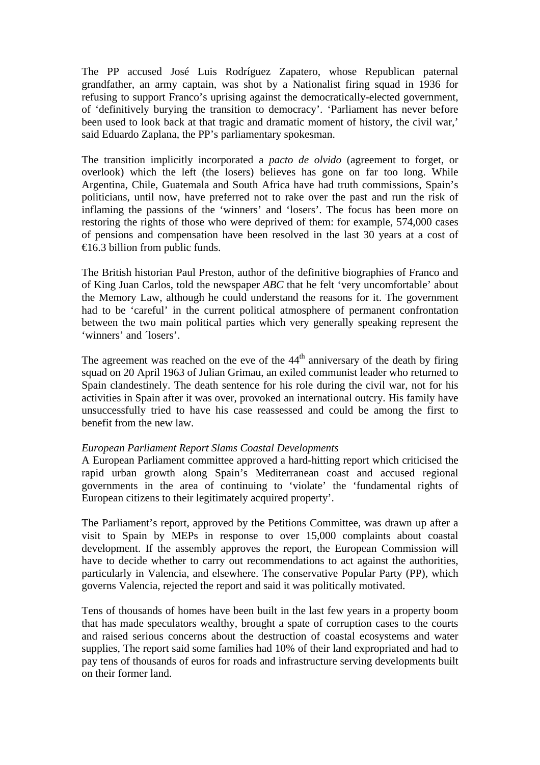The PP accused José Luis Rodríguez Zapatero, whose Republican paternal grandfather, an army captain, was shot by a Nationalist firing squad in 1936 for refusing to support Franco's uprising against the democratically-elected government, of 'definitively burying the transition to democracy'. 'Parliament has never before been used to look back at that tragic and dramatic moment of history, the civil war,' said Eduardo Zaplana, the PP's parliamentary spokesman.

The transition implicitly incorporated a *pacto de olvido* (agreement to forget, or overlook) which the left (the losers) believes has gone on far too long. While Argentina, Chile, Guatemala and South Africa have had truth commissions, Spain's politicians, until now, have preferred not to rake over the past and run the risk of inflaming the passions of the 'winners' and 'losers'. The focus has been more on restoring the rights of those who were deprived of them: for example, 574,000 cases of pensions and compensation have been resolved in the last 30 years at a cost of €16.3 billion from public funds.

The British historian Paul Preston, author of the definitive biographies of Franco and of King Juan Carlos, told the newspaper *ABC* that he felt 'very uncomfortable' about the Memory Law, although he could understand the reasons for it. The government had to be 'careful' in the current political atmosphere of permanent confrontation between the two main political parties which very generally speaking represent the 'winners' and ´losers'.

The agreement was reached on the eve of the 44th anniversary of the death by firing squad on 20 April 1963 of Julian Grimau, an exiled communist leader who returned to Spain clandestinely. The death sentence for his role during the civil war, not for his activities in Spain after it was over, provoked an international outcry. His family have unsuccessfully tried to have his case reassessed and could be among the first to benefit from the new law.

*European Parliament Report Slams Coastal Developments*

A European Parliament committee approved a hard-hitting report which criticised the rapid urban growth along Spain's Mediterranean coast and accused regional governments in the area of continuing to 'violate' the 'fundamental rights of European citizens to their legitimately acquired property'.

The Parliament's report, approved by the Petitions Committee, was drawn up after a visit to Spain by MEPs in response to over 15,000 complaints about coastal development. If the assembly approves the report, the European Commission will have to decide whether to carry out recommendations to act against the authorities, particularly in Valencia, and elsewhere. The conservative Popular Party (PP), which governs Valencia, rejected the report and said it was politically motivated.

Tens of thousands of homes have been built in the last few years in a property boom that has made speculators wealthy, brought a spate of corruption cases to the courts and raised serious concerns about the destruction of coastal ecosystems and water supplies, The report said some families had 10% of their land expropriated and had to pay tens of thousands of euros for roads and infrastructure serving developments built on their former land.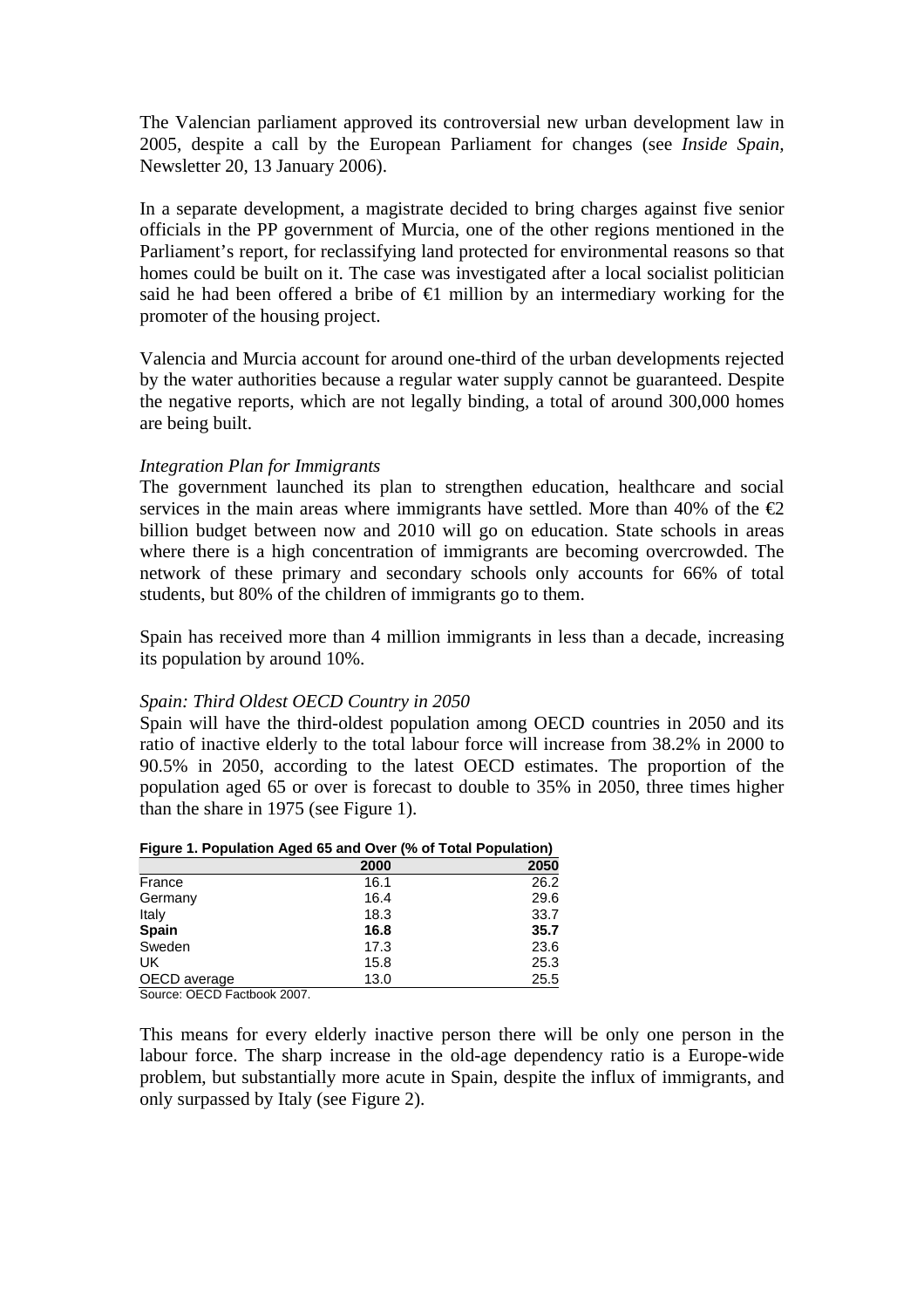The Valencian parliament approved its controversial new urban development law in 2005, despite a call by the European Parliament for changes (see *Inside Spain*, Newsletter 20, 13 January 2006).

In a separate development, a magistrate decided to bring charges against five senior officials in the PP government of Murcia, one of the other regions mentioned in the Parliament's report, for reclassifying land protected for environmental reasons so that homes could be built on it. The case was investigated after a local socialist politician said he had been offered a bribe of €1 million by an intermediary working for the promoter of the housing project.

Valencia and Murcia account for around one-third of the urban developments rejected by the water authorities because a regular water supply cannot be guaranteed. Despite the negative reports, which are not legally binding, a total of around 300,000 homes are being built.

*Integration Plan for Immigrants*

The government launched its plan to strengthen education, healthcare and social services in the main areas where immigrants have settled. More than 40% of the €2 billion budget between now and 2010 will go on education. State schools in areas where there is a high concentration of immigrants are becoming overcrowded. The network of these primary and secondary schools only accounts for 66% of total students, but 80% of the children of immigrants go to them.

Spain has received more than 4 million immigrants in less than a decade, increasing its population by around 10%.

*Spain: Third Oldest OECD Country in 2050*

Spain will have the third-oldest population among OECD countries in 2050 and its ratio of inactive elderly to the total labour force will increase from 38.2% in 2000 to 90.5% in 2050, according to the latest OECD estimates. The proportion of the population aged 65 or over is forecast to double to 35% in 2050, three times higher than the share in 1975 (see Figure 1).

**Figure 1. Population Aged 65 and Over (% of Total Population)**

| | 2000 | 2050 |
|---|---|---|
| France | 16.1 | 26.2 |
| Germany | 16.4 | 29.6 |
| Italy | 18.3 | 33.7 |
| **Spain** | **16.8** | **35.7** |
| Sweden | 17.3 | 23.6 |
| UK | 15.8 | 25.3 |
| OECD average | 13.0 | 25.5 |

Source: OECD Factbook 2007.

This means for every elderly inactive person there will be only one person in the labour force. The sharp increase in the old-age dependency ratio is a Europe-wide problem, but substantially more acute in Spain, despite the influx of immigrants, and only surpassed by Italy (see Figure 2).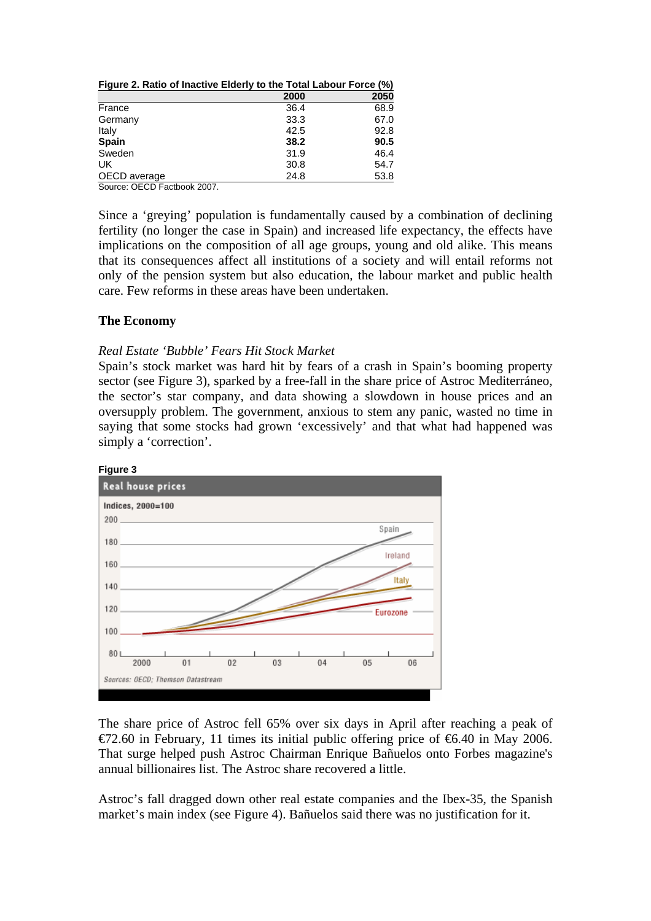**Figure 2. Ratio of Inactive Elderly to the Total Labour Force (%)**

| | 2000 | 2050 |
|---|---|---|
| France | 36.4 | 68.9 |
| Germany | 33.3 | 67.0 |
| Italy | 42.5 | 92.8 |
| **Spain** | **38.2** | **90.5** |
| Sweden | 31.9 | 46.4 |
| UK | 30.8 | 54.7 |
| OECD average | 24.8 | 53.8 |

Source: OECD Factbook 2007.

Since a 'greying' population is fundamentally caused by a combination of declining fertility (no longer the case in Spain) and increased life expectancy, the effects have implications on the composition of all age groups, young and old alike. This means that its consequences affect all institutions of a society and will entail reforms not only of the pension system but also education, the labour market and public health care. Few reforms in these areas have been undertaken.

## The Economy

*Real Estate 'Bubble' Fears Hit Stock Market*

Spain's stock market was hard hit by fears of a crash in Spain's booming property sector (see Figure 3), sparked by a free-fall in the share price of Astroc Mediterráneo, the sector's star company, and data showing a slowdown in house prices and an oversupply problem. The government, anxious to stem any panic, wasted no time in saying that some stocks had grown 'excessively' and that what had happened was simply a 'correction'.

**Figure 3**

The share price of Astroc fell 65% over six days in April after reaching a peak of €72.60 in February, 11 times its initial public offering price of €6.40 in May 2006. That surge helped push Astroc Chairman Enrique Bañuelos onto Forbes magazine's annual billionaires list. The Astroc share recovered a little.

Astroc's fall dragged down other real estate companies and the Ibex-35, the Spanish market's main index (see Figure 4). Bañuelos said there was no justification for it.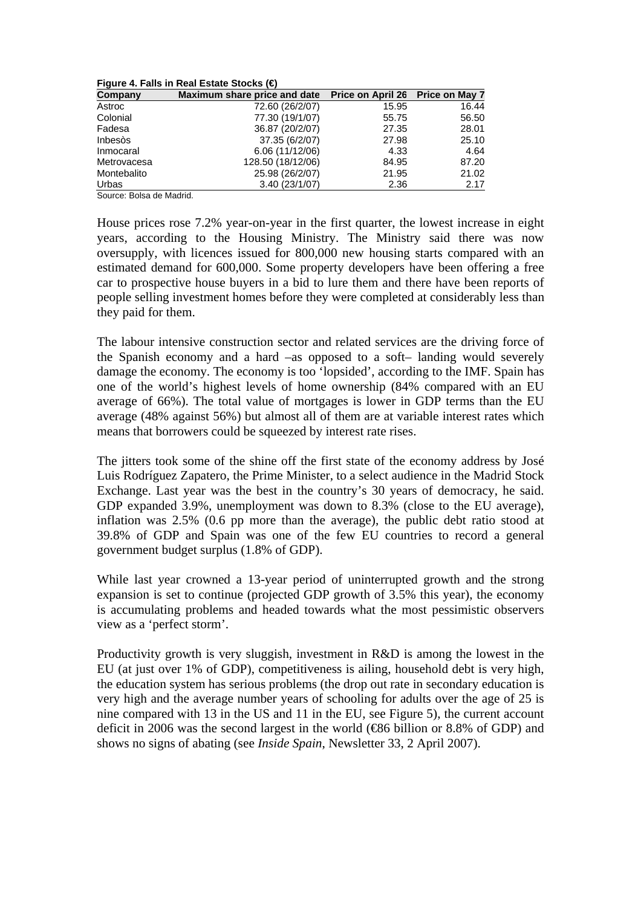**Figure 4. Falls in Real Estate Stocks (€)**

| Company | Maximum share price and date | Price on April 26 | Price on May 7 |
|---|---|---|---|
| Astroc | 72.60 (26/2/07) | 15.95 | 16.44 |
| Colonial | 77.30 (19/1/07) | 55.75 | 56.50 |
| Fadesa | 36.87 (20/2/07) | 27.35 | 28.01 |
| Inbesòs | 37.35 (6/2/07) | 27.98 | 25.10 |
| Inmocaral | 6.06 (11/12/06) | 4.33 | 4.64 |
| Metrovacesa | 128.50 (18/12/06) | 84.95 | 87.20 |
| Montebalito | 25.98 (26/2/07) | 21.95 | 21.02 |
| Urbas | 3.40 (23/1/07) | 2.36 | 2.17 |

Source: Bolsa de Madrid.

House prices rose 7.2% year-on-year in the first quarter, the lowest increase in eight years, according to the Housing Ministry. The Ministry said there was now oversupply, with licences issued for 800,000 new housing starts compared with an estimated demand for 600,000. Some property developers have been offering a free car to prospective house buyers in a bid to lure them and there have been reports of people selling investment homes before they were completed at considerably less than they paid for them.

The labour intensive construction sector and related services are the driving force of the Spanish economy and a hard –as opposed to a soft– landing would severely damage the economy. The economy is too 'lopsided', according to the IMF. Spain has one of the world's highest levels of home ownership (84% compared with an EU average of 66%). The total value of mortgages is lower in GDP terms than the EU average (48% against 56%) but almost all of them are at variable interest rates which means that borrowers could be squeezed by interest rate rises.

The jitters took some of the shine off the first state of the economy address by José Luis Rodríguez Zapatero, the Prime Minister, to a select audience in the Madrid Stock Exchange. Last year was the best in the country's 30 years of democracy, he said. GDP expanded 3.9%, unemployment was down to 8.3% (close to the EU average), inflation was 2.5% (0.6 pp more than the average), the public debt ratio stood at 39.8% of GDP and Spain was one of the few EU countries to record a general government budget surplus (1.8% of GDP).

While last year crowned a 13-year period of uninterrupted growth and the strong expansion is set to continue (projected GDP growth of 3.5% this year), the economy is accumulating problems and headed towards what the most pessimistic observers view as a 'perfect storm'.

Productivity growth is very sluggish, investment in R&D is among the lowest in the EU (at just over 1% of GDP), competitiveness is ailing, household debt is very high, the education system has serious problems (the drop out rate in secondary education is very high and the average number years of schooling for adults over the age of 25 is nine compared with 13 in the US and 11 in the EU, see Figure 5), the current account deficit in 2006 was the second largest in the world (€86 billion or 8.8% of GDP) and shows no signs of abating (see *Inside Spain*, Newsletter 33, 2 April 2007).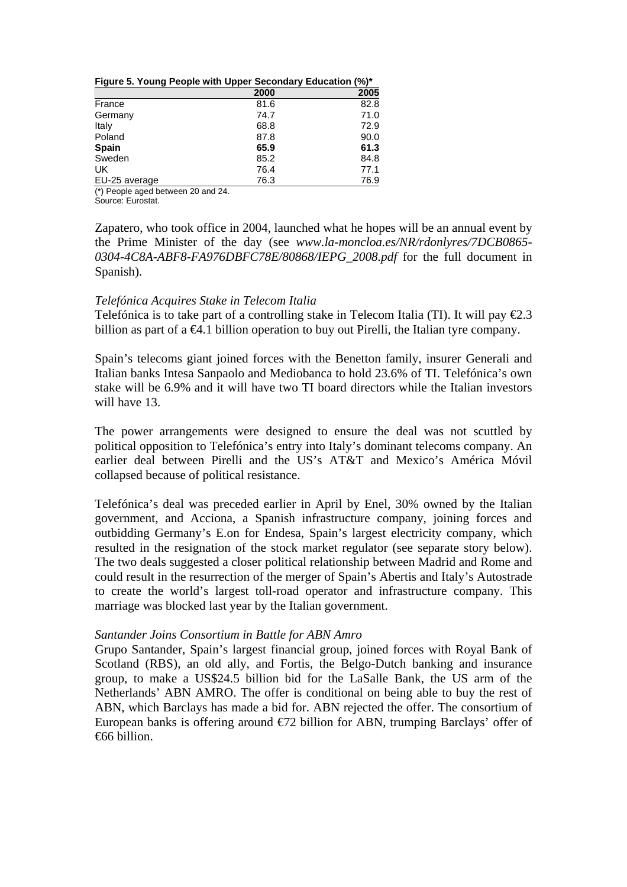**Figure 5. Young People with Upper Secondary Education (%)***

| | 2000 | 2005 |
|---|---|---|
| France | 81.6 | 82.8 |
| Germany | 74.7 | 71.0 |
| Italy | 68.8 | 72.9 |
| Poland | 87.8 | 90.0 |
| **Spain** | **65.9** | **61.3** |
| Sweden | 85.2 | 84.8 |
| UK | 76.4 | 77.1 |
| EU-25 average | 76.3 | 76.9 |

(*) People aged between 20 and 24.
Source: Eurostat.

Zapatero, who took office in 2004, launched what he hopes will be an annual event by the Prime Minister of the day (see *www.la-moncloa.es/NR/rdonlyres/7DCB0865-0304-4C8A-ABF8-FA976DBFC78E/80868/IEPG_2008.pdf* for the full document in Spanish).

*Telefónica Acquires Stake in Telecom Italia*

Telefónica is to take part of a controlling stake in Telecom Italia (TI). It will pay €2.3 billion as part of a €4.1 billion operation to buy out Pirelli, the Italian tyre company.

Spain's telecoms giant joined forces with the Benetton family, insurer Generali and Italian banks Intesa Sanpaolo and Mediobanca to hold 23.6% of TI. Telefónica's own stake will be 6.9% and it will have two TI board directors while the Italian investors will have 13.

The power arrangements were designed to ensure the deal was not scuttled by political opposition to Telefónica's entry into Italy's dominant telecoms company. An earlier deal between Pirelli and the US's AT&T and Mexico's América Móvil collapsed because of political resistance.

Telefónica's deal was preceded earlier in April by Enel, 30% owned by the Italian government, and Acciona, a Spanish infrastructure company, joining forces and outbidding Germany's E.on for Endesa, Spain's largest electricity company, which resulted in the resignation of the stock market regulator (see separate story below). The two deals suggested a closer political relationship between Madrid and Rome and could result in the resurrection of the merger of Spain's Abertis and Italy's Autostrade to create the world's largest toll-road operator and infrastructure company. This marriage was blocked last year by the Italian government.

*Santander Joins Consortium in Battle for ABN Amro*

Grupo Santander, Spain's largest financial group, joined forces with Royal Bank of Scotland (RBS), an old ally, and Fortis, the Belgo-Dutch banking and insurance group, to make a US$24.5 billion bid for the LaSalle Bank, the US arm of the Netherlands' ABN AMRO. The offer is conditional on being able to buy the rest of ABN, which Barclays has made a bid for. ABN rejected the offer. The consortium of European banks is offering around €72 billion for ABN, trumping Barclays' offer of €66 billion.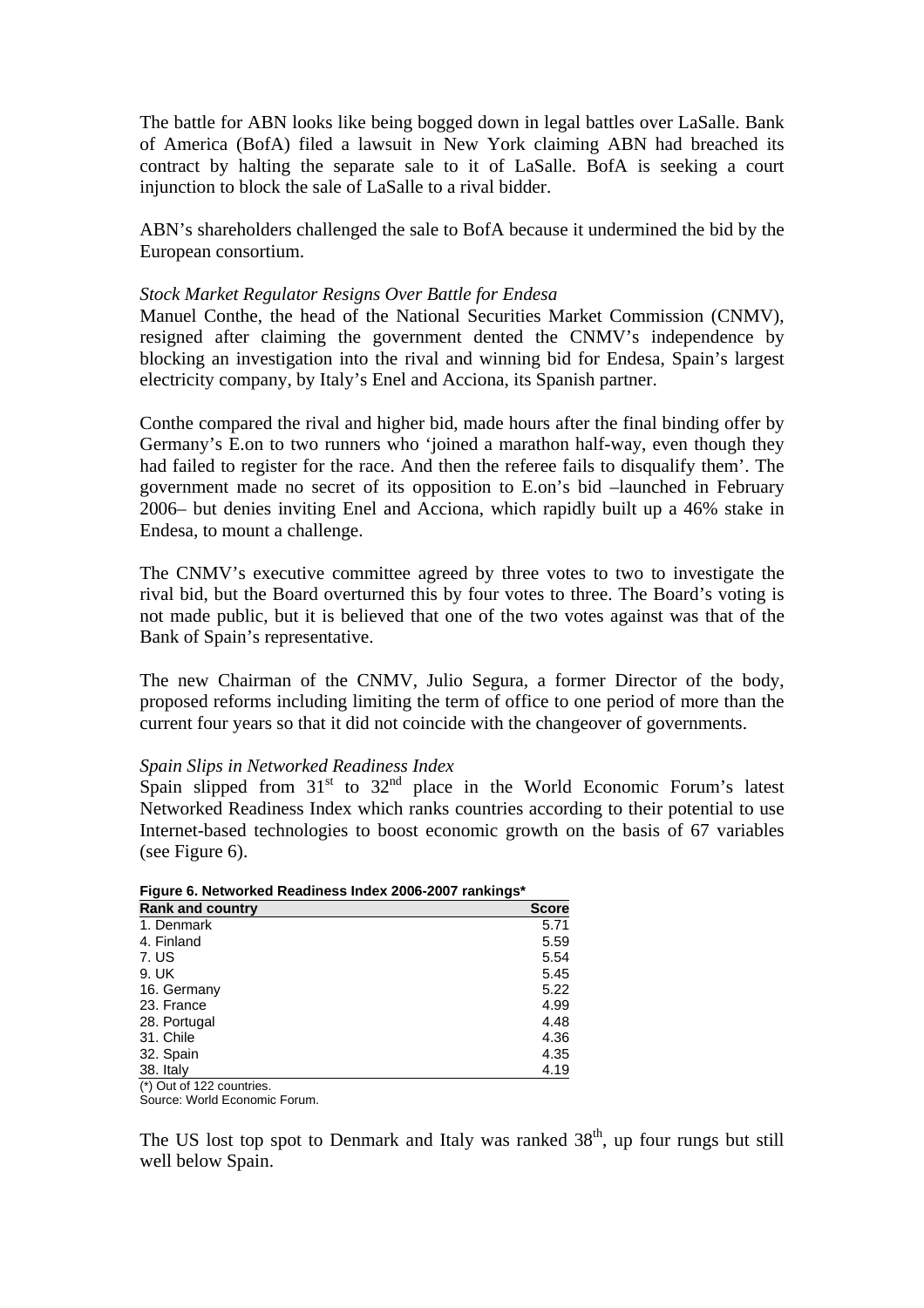The battle for ABN looks like being bogged down in legal battles over LaSalle. Bank of America (BofA) filed a lawsuit in New York claiming ABN had breached its contract by halting the separate sale to it of LaSalle. BofA is seeking a court injunction to block the sale of LaSalle to a rival bidder.

ABN's shareholders challenged the sale to BofA because it undermined the bid by the European consortium.

*Stock Market Regulator Resigns Over Battle for Endesa*

Manuel Conthe, the head of the National Securities Market Commission (CNMV), resigned after claiming the government dented the CNMV's independence by blocking an investigation into the rival and winning bid for Endesa, Spain's largest electricity company, by Italy's Enel and Acciona, its Spanish partner.

Conthe compared the rival and higher bid, made hours after the final binding offer by Germany's E.on to two runners who 'joined a marathon half-way, even though they had failed to register for the race. And then the referee fails to disqualify them'. The government made no secret of its opposition to E.on's bid –launched in February 2006– but denies inviting Enel and Acciona, which rapidly built up a 46% stake in Endesa, to mount a challenge.

The CNMV's executive committee agreed by three votes to two to investigate the rival bid, but the Board overturned this by four votes to three. The Board's voting is not made public, but it is believed that one of the two votes against was that of the Bank of Spain's representative.

The new Chairman of the CNMV, Julio Segura, a former Director of the body, proposed reforms including limiting the term of office to one period of more than the current four years so that it did not coincide with the changeover of governments.

*Spain Slips in Networked Readiness Index*

Spain slipped from 31st to 32nd place in the World Economic Forum's latest Networked Readiness Index which ranks countries according to their potential to use Internet-based technologies to boost economic growth on the basis of 67 variables (see Figure 6).

**Figure 6. Networked Readiness Index 2006-2007 rankings***

| Rank and country | Score |
|---|---|
| 1. Denmark | 5.71 |
| 4. Finland | 5.59 |
| 7. US | 5.54 |
| 9. UK | 5.45 |
| 16. Germany | 5.22 |
| 23. France | 4.99 |
| 28. Portugal | 4.48 |
| 31. Chile | 4.36 |
| 32. Spain | 4.35 |
| 38. Italy | 4.19 |

(*) Out of 122 countries.
Source: World Economic Forum.

The US lost top spot to Denmark and Italy was ranked 38th, up four rungs but still well below Spain.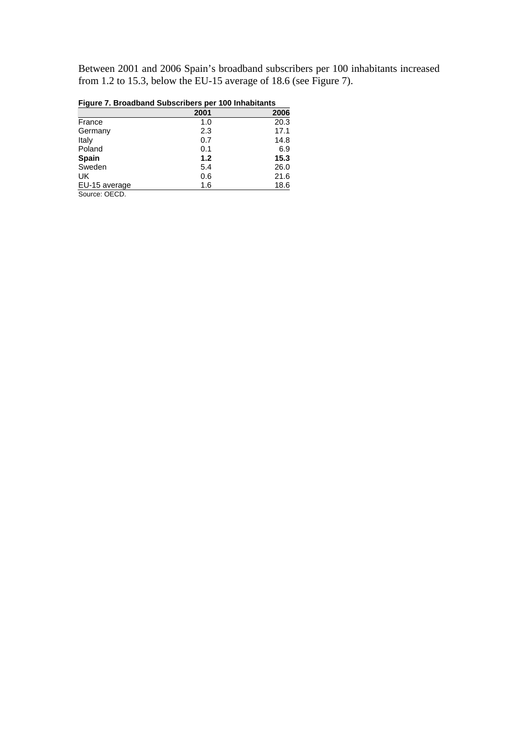Between 2001 and 2006 Spain's broadband subscribers per 100 inhabitants increased from 1.2 to 15.3, below the EU-15 average of 18.6 (see Figure 7).

**Figure 7. Broadband Subscribers per 100 Inhabitants**

| | 2001 | 2006 |
|---|---|---|
| France | 1.0 | 20.3 |
| Germany | 2.3 | 17.1 |
| Italy | 0.7 | 14.8 |
| Poland | 0.1 | 6.9 |
| **Spain** | **1.2** | **15.3** |
| Sweden | 5.4 | 26.0 |
| UK | 0.6 | 21.6 |
| EU-15 average | 1.6 | 18.6 |

Source: OECD.